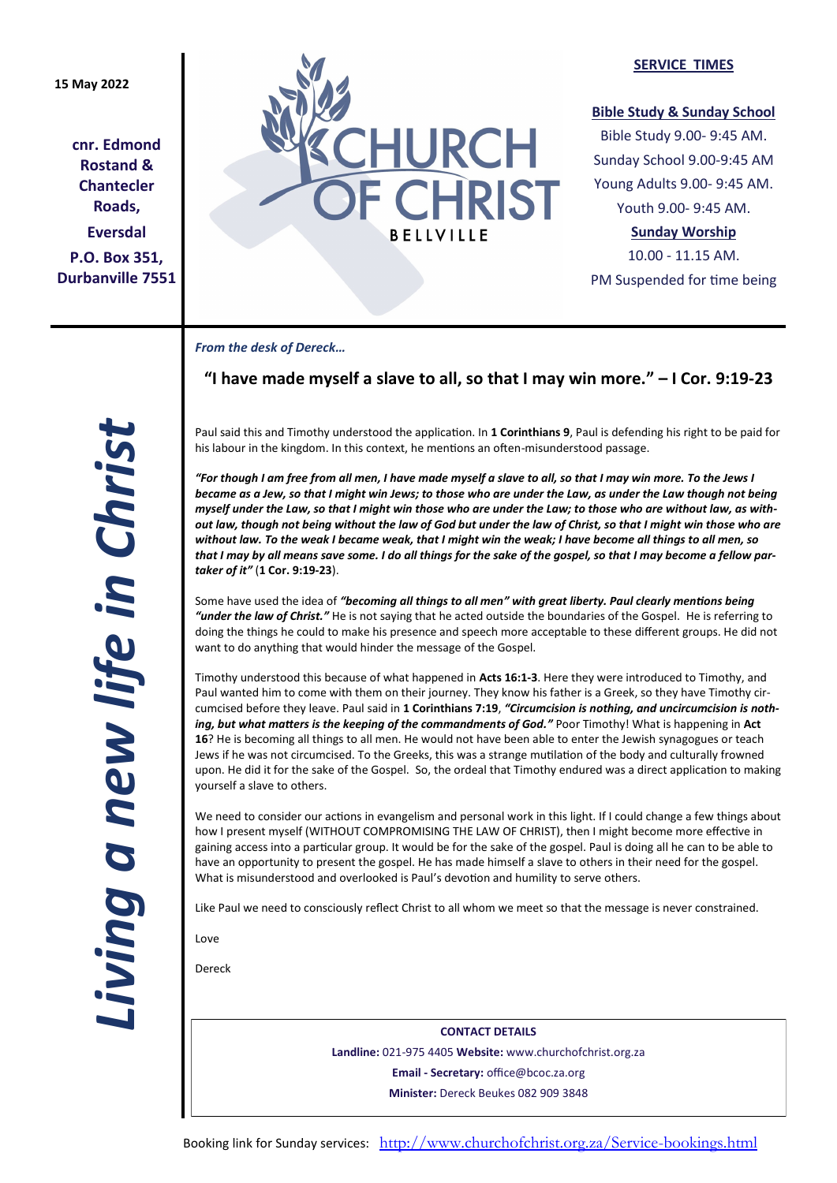15 May 2022

**cnr. Edmond Rostand & Chantecler Roads,**

**Eversdal**

**P.O. Box 351, Durbanville 7551**

# CHURCH OF CHRIST

BELLVILLE

## SERVICE TIMES

**Bible Study & Sunday School**

Bible Study 9.00- 9:45 AM.

Sunday School 9.00-9:45 AM

Young Adults 9.00- 9:45 AM.

Youth 9.00- 9:45 AM.

**Sunday Worship**

10.00 - 11.15 AM.

PM Suspended for time being

*Living a new life in Christ*

***From the desk of Dereck…***

## "I have made myself a slave to all, so that I may win more." – I Cor. 9:19-23

Paul said this and Timothy understood the application. In **1 Corinthians 9**, Paul is defending his right to be paid for his labour in the kingdom. In this context, he mentions an often-misunderstood passage.

***"For though I am free from all men, I have made myself a slave to all, so that I may win more. To the Jews I became as a Jew, so that I might win Jews; to those who are under the Law, as under the Law though not being myself under the Law, so that I might win those who are under the Law; to those who are without law, as without law, though not being without the law of God but under the law of Christ, so that I might win those who are without law. To the weak I became weak, that I might win the weak; I have become all things to all men, so that I may by all means save some. I do all things for the sake of the gospel, so that I may become a fellow partaker of it"*** (**1 Cor. 9:19-23**).

Some have used the idea of ***"becoming all things to all men" with great liberty. Paul clearly mentions being "under the law of Christ."*** He is not saying that he acted outside the boundaries of the Gospel. He is referring to doing the things he could to make his presence and speech more acceptable to these different groups. He did not want to do anything that would hinder the message of the Gospel.

Timothy understood this because of what happened in **Acts 16:1-3**. Here they were introduced to Timothy, and Paul wanted him to come with them on their journey. They know his father is a Greek, so they have Timothy circumcised before they leave. Paul said in **1 Corinthians 7:19**, ***"Circumcision is nothing, and uncircumcision is nothing, but what matters is the keeping of the commandments of God."*** Poor Timothy! What is happening in **Act 16**? He is becoming all things to all men. He would not have been able to enter the Jewish synagogues or teach Jews if he was not circumcised. To the Greeks, this was a strange mutilation of the body and culturally frowned upon. He did it for the sake of the Gospel. So, the ordeal that Timothy endured was a direct application to making yourself a slave to others.

We need to consider our actions in evangelism and personal work in this light. If I could change a few things about how I present myself (WITHOUT COMPROMISING THE LAW OF CHRIST), then I might become more effective in gaining access into a particular group. It would be for the sake of the gospel. Paul is doing all he can to be able to have an opportunity to present the gospel. He has made himself a slave to others in their need for the gospel. What is misunderstood and overlooked is Paul's devotion and humility to serve others.

Like Paul we need to consciously reflect Christ to all whom we meet so that the message is never constrained.

Love

Dereck

**CONTACT DETAILS**

**Landline:** 021-975 4405 **Website:** www.churchofchrist.org.za

**Email - Secretary:** office@bcoc.za.org

**Minister:** Dereck Beukes 082 909 3848

Booking link for Sunday services: http://www.churchofchrist.org.za/Service-bookings.html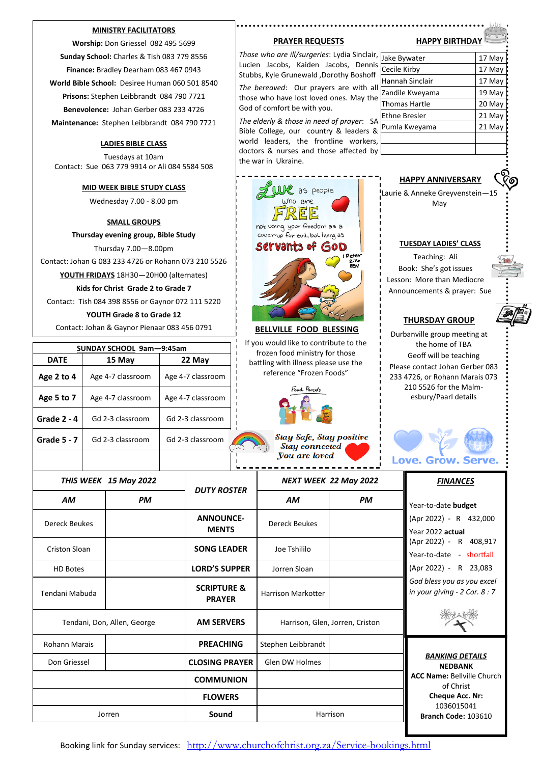## MINISTRY FACILITATORS

**Worship:** Don Griessel 082 495 5699

**Sunday School:** Charles & Tish 083 779 8556

**Finance:** Bradley Dearham 083 467 0943

**World Bible School:** Desiree Human 060 501 8540

**Prisons:** Stephen Leibbrandt 084 790 7721

**Benevolence:** Johan Gerber 083 233 4726

**Maintenance:** Stephen Leibbrandt 084 790 7721

## LADIES BIBLE CLASS

Tuesdays at 10am

Contact: Sue 063 779 9914 or Ali 084 5584 508

## MID WEEK BIBLE STUDY CLASS

Wednesday 7.00 - 8.00 pm

## SMALL GROUPS

**Thursday evening group, Bible Study**

Thursday 7.00—8.00pm

Contact: Johan G 083 233 4726 or Rohann 073 210 5526

**YOUTH FRIDAYS** 18H30—20H00 (alternates)

**Kids for Christ Grade 2 to Grade 7**

Contact: Tish 084 398 8556 or Gaynor 072 111 5220

**YOUTH Grade 8 to Grade 12**

Contact: Johan & Gaynor Pienaar 083 456 0791

| SUNDAY SCHOOL 9am—9:45am | | |
|---|---|---|
| **DATE** | **15 May** | **22 May** |
| **Age 2 to 4** | Age 4-7 classroom | Age 4-7 classroom |
| **Age 5 to 7** | Age 4-7 classroom | Age 4-7 classroom |
| **Grade 2 - 4** | Gd 2-3 classroom | Gd 2-3 classroom |
| **Grade 5 - 7** | Gd 2-3 classroom | Gd 2-3 classroom |
| | | |

## PRAYER REQUESTS

*Those who are ill/surgeries*: Lydia Sinclair, Lucien Jacobs, Kaiden Jacobs, Dennis Stubbs, Kyle Grunewald ,Dorothy Boshoff

*The bereaved*: Our prayers are with all those who have lost loved ones. May the God of comfort be with you.

*The elderly & those in need of prayer*: SA Bible College, our country & leaders & world leaders, the frontline workers, doctors & nurses and those affected by the war in Ukraine.

## HAPPY BIRTHDAY

| | |
|---|---|
| Jake Bywater | 17 May |
| Cecile Kirby | 17 May |
| Hannah Sinclair | 17 May |
| Zandile Kweyama | 19 May |
| Thomas Hartle | 20 May |
| Ethne Bresler | 21 May |
| Pumla Kweyama | 21 May |
| | |
| | |

## HAPPY ANNIVERSARY

Laurie & Anneke Greyvenstein—15 May

Live as people who are FREE not using your freedom as a cover-up for evil, but living as servants of God. 1 Peter 2:16 ESV

## BELLVILLE FOOD BLESSING

If you would like to contribute to the frozen food ministry for those battling with illness please use the reference "Frozen Foods"

Food Parcels

## TUESDAY LADIES' CLASS

Teaching: Ali

Book: She's got issues

Lesson: More than Mediocre

Announcements & prayer: Sue

## THURSDAY GROUP

Durbanville group meeting at the home of TBA

Geoff will be teaching

Please contact Johan Gerber 083 233 4726, or Rohann Marais 073 210 5526 for the Malmesbury/Paarl details

Stay Safe, Stay positive
Stay connected
You are loved

Love. Grow. Serve.

| *THIS WEEK 15 May 2022* | | *DUTY ROSTER* | *NEXT WEEK 22 May 2022* | |
|---|---|---|---|---|
| ***AM*** | ***PM*** | | ***AM*** | ***PM*** |
| Dereck Beukes | | **ANNOUNCE-MENTS** | Dereck Beukes | |
| Criston Sloan | | **SONG LEADER** | Joe Tshililo | |
| HD Botes | | **LORD'S SUPPER** | Jorren Sloan | |
| Tendani Mabuda | | **SCRIPTURE & PRAYER** | Harrison Markotter | |
| Tendani, Don, Allen, George | | **AM SERVERS** | Harrison, Glen, Jorren, Criston | |
| Rohann Marais | | **PREACHING** | Stephen Leibbrandt | |
| Don Griessel | | **CLOSING PRAYER** | Glen DW Holmes | |
| | | **COMMUNION** | | |
| | | **FLOWERS** | | |
| Jorren | | **Sound** | Harrison | |

## *FINANCES*

Year-to-date **budget**
(Apr 2022) - R 432,000

Year 2022 **actual**
(Apr 2022) - R 408,917

Year-to-date - shortfall
(Apr 2022) - R 23,083

*God bless you as you excel in your giving - 2 Cor. 8 : 7*

***BANKING DETAILS***

**NEDBANK**

**ACC Name:** Bellville Church of Christ

**Cheque Acc. Nr:** 1036015041

**Branch Code:** 103610

Booking link for Sunday services: http://www.churchofchrist.org.za/Service-bookings.html